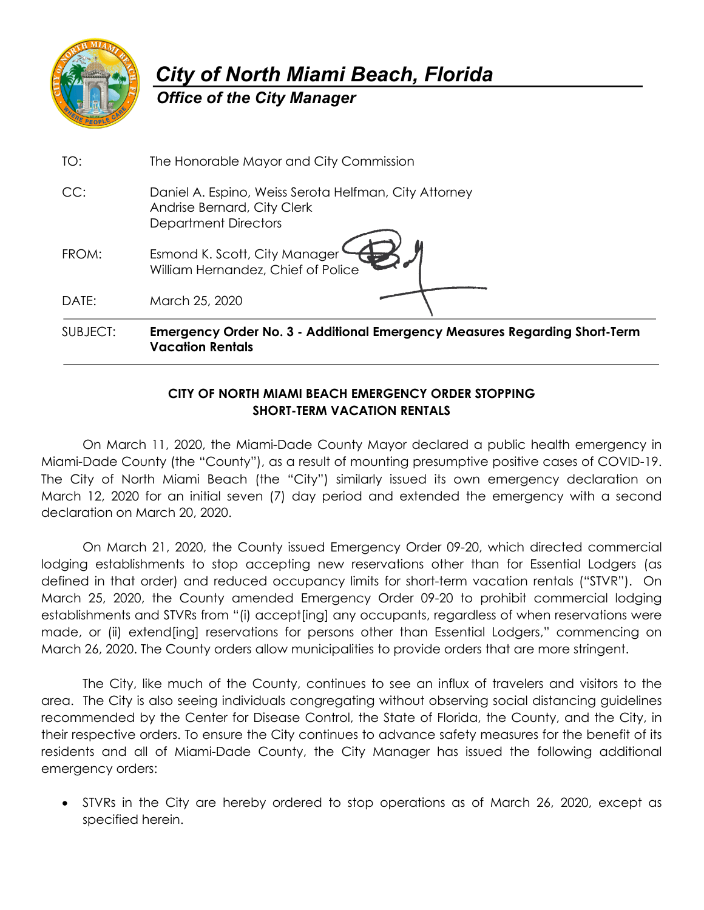# *City of North Miami Beach, Florida*

## *Office of the City Manager*

| | |
|---|---|
| TO: | The Honorable Mayor and City Commission |
| CC: | Daniel A. Espino, Weiss Serota Helfman, City Attorney<br>Andrise Bernard, City Clerk<br>Department Directors |
| FROM: | Esmond K. Scott, City Manager<br>William Hernandez, Chief of Police |
| DATE: | March 25, 2020 |
| SUBJECT: | **Emergency Order No. 3 - Additional Emergency Measures Regarding Short-Term Vacation Rentals** |

**CITY OF NORTH MIAMI BEACH EMERGENCY ORDER STOPPING SHORT-TERM VACATION RENTALS**

On March 11, 2020, the Miami-Dade County Mayor declared a public health emergency in Miami-Dade County (the "County"), as a result of mounting presumptive positive cases of COVID-19. The City of North Miami Beach (the "City") similarly issued its own emergency declaration on March 12, 2020 for an initial seven (7) day period and extended the emergency with a second declaration on March 20, 2020.

On March 21, 2020, the County issued Emergency Order 09-20, which directed commercial lodging establishments to stop accepting new reservations other than for Essential Lodgers (as defined in that order) and reduced occupancy limits for short-term vacation rentals ("STVR"). On March 25, 2020, the County amended Emergency Order 09-20 to prohibit commercial lodging establishments and STVRs from "(i) accept[ing] any occupants, regardless of when reservations were made, or (ii) extend[ing] reservations for persons other than Essential Lodgers," commencing on March 26, 2020. The County orders allow municipalities to provide orders that are more stringent.

The City, like much of the County, continues to see an influx of travelers and visitors to the area. The City is also seeing individuals congregating without observing social distancing guidelines recommended by the Center for Disease Control, the State of Florida, the County, and the City, in their respective orders. To ensure the City continues to advance safety measures for the benefit of its residents and all of Miami-Dade County, the City Manager has issued the following additional emergency orders:

- STVRs in the City are hereby ordered to stop operations as of March 26, 2020, except as specified herein.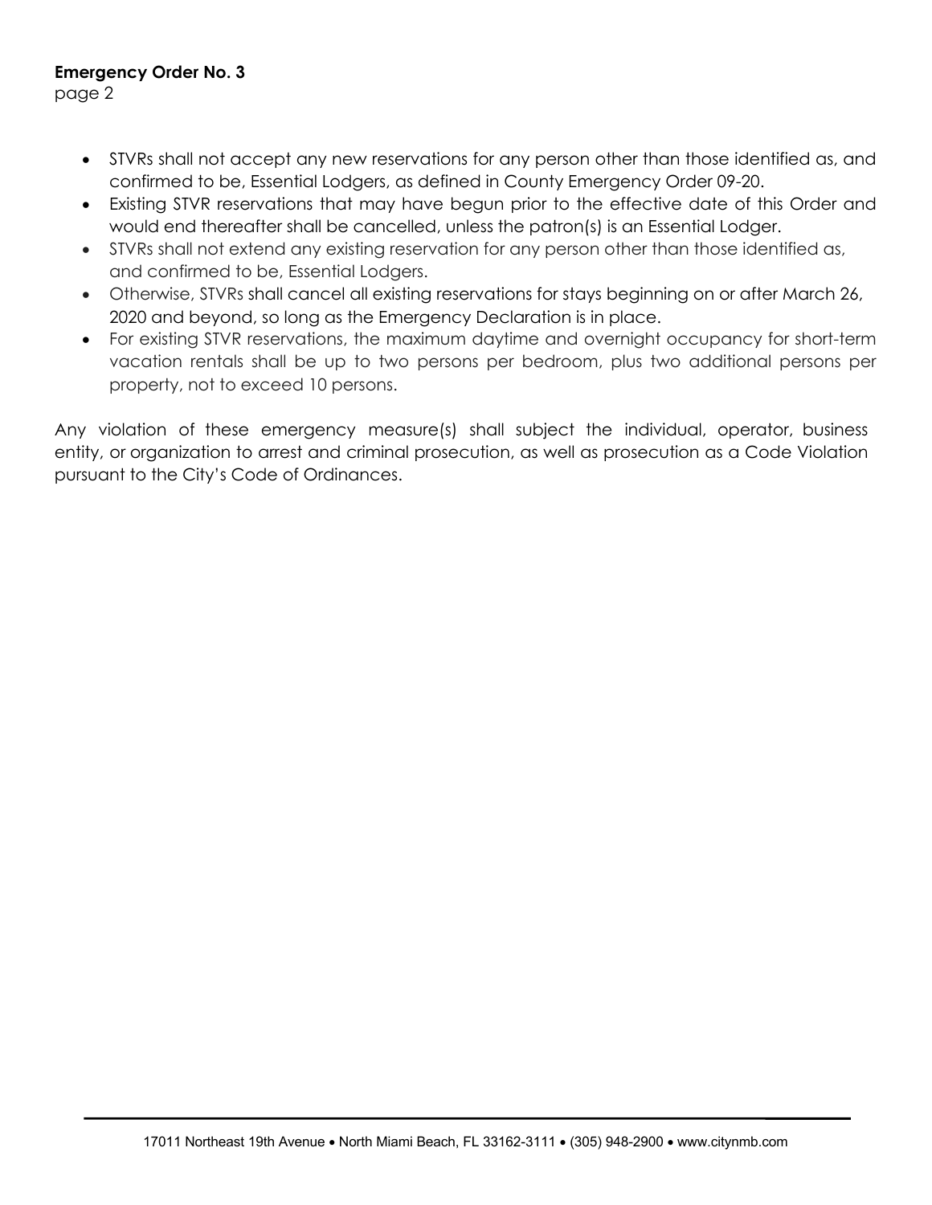- STVRs shall not accept any new reservations for any person other than those identified as, and confirmed to be, Essential Lodgers, as defined in County Emergency Order 09-20.
- Existing STVR reservations that may have begun prior to the effective date of this Order and would end thereafter shall be cancelled, unless the patron(s) is an Essential Lodger.
- STVRs shall not extend any existing reservation for any person other than those identified as, and confirmed to be, Essential Lodgers.
- Otherwise, STVRs shall cancel all existing reservations for stays beginning on or after March 26, 2020 and beyond, so long as the Emergency Declaration is in place.
- For existing STVR reservations, the maximum daytime and overnight occupancy for short-term vacation rentals shall be up to two persons per bedroom, plus two additional persons per property, not to exceed 10 persons.

Any violation of these emergency measure(s) shall subject the individual, operator, business entity, or organization to arrest and criminal prosecution, as well as prosecution as a Code Violation pursuant to the City's Code of Ordinances.